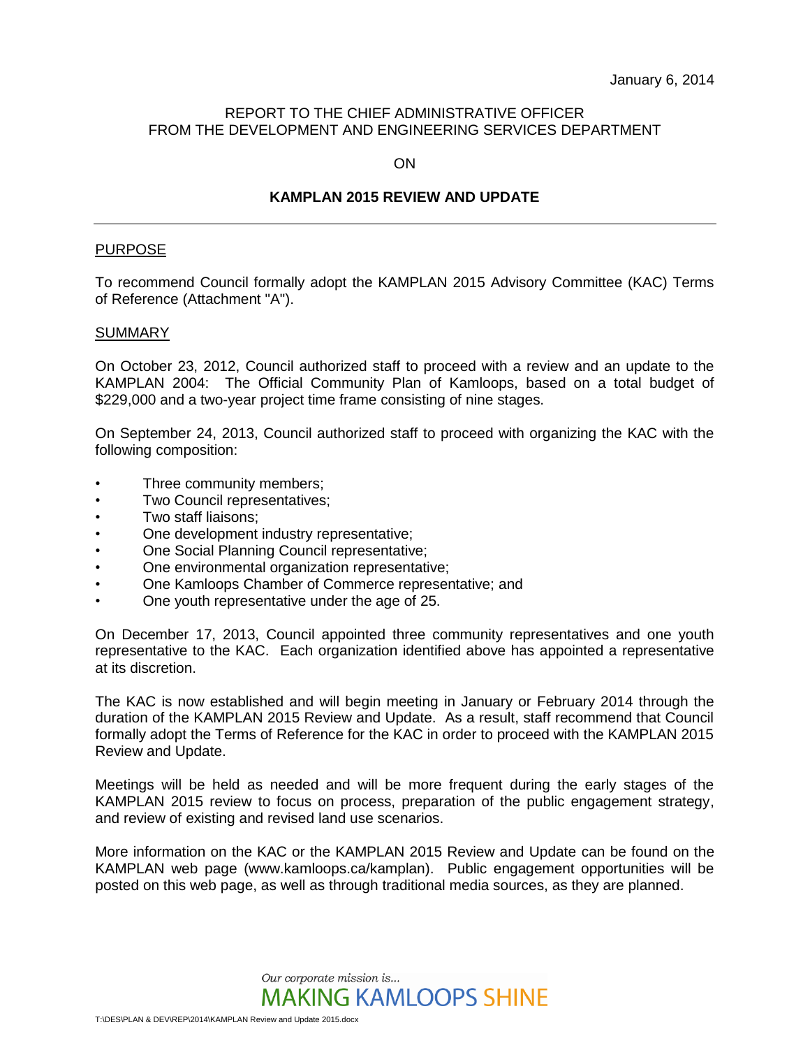January 6, 2014

REPORT TO THE CHIEF ADMINISTRATIVE OFFICER
FROM THE DEVELOPMENT AND ENGINEERING SERVICES DEPARTMENT

ON

**KAMPLAN 2015 REVIEW AND UPDATE**

---

## PURPOSE

To recommend Council formally adopt the KAMPLAN 2015 Advisory Committee (KAC) Terms of Reference (Attachment "A").

## SUMMARY

On October 23, 2012, Council authorized staff to proceed with a review and an update to the KAMPLAN 2004: The Official Community Plan of Kamloops, based on a total budget of $229,000 and a two-year project time frame consisting of nine stages.

On September 24, 2013, Council authorized staff to proceed with organizing the KAC with the following composition:

- Three community members;
- Two Council representatives;
- Two staff liaisons;
- One development industry representative;
- One Social Planning Council representative;
- One environmental organization representative;
- One Kamloops Chamber of Commerce representative; and
- One youth representative under the age of 25.

On December 17, 2013, Council appointed three community representatives and one youth representative to the KAC. Each organization identified above has appointed a representative at its discretion.

The KAC is now established and will begin meeting in January or February 2014 through the duration of the KAMPLAN 2015 Review and Update. As a result, staff recommend that Council formally adopt the Terms of Reference for the KAC in order to proceed with the KAMPLAN 2015 Review and Update.

Meetings will be held as needed and will be more frequent during the early stages of the KAMPLAN 2015 review to focus on process, preparation of the public engagement strategy, and review of existing and revised land use scenarios.

More information on the KAC or the KAMPLAN 2015 Review and Update can be found on the KAMPLAN web page (www.kamloops.ca/kamplan). Public engagement opportunities will be posted on this web page, as well as through traditional media sources, as they are planned.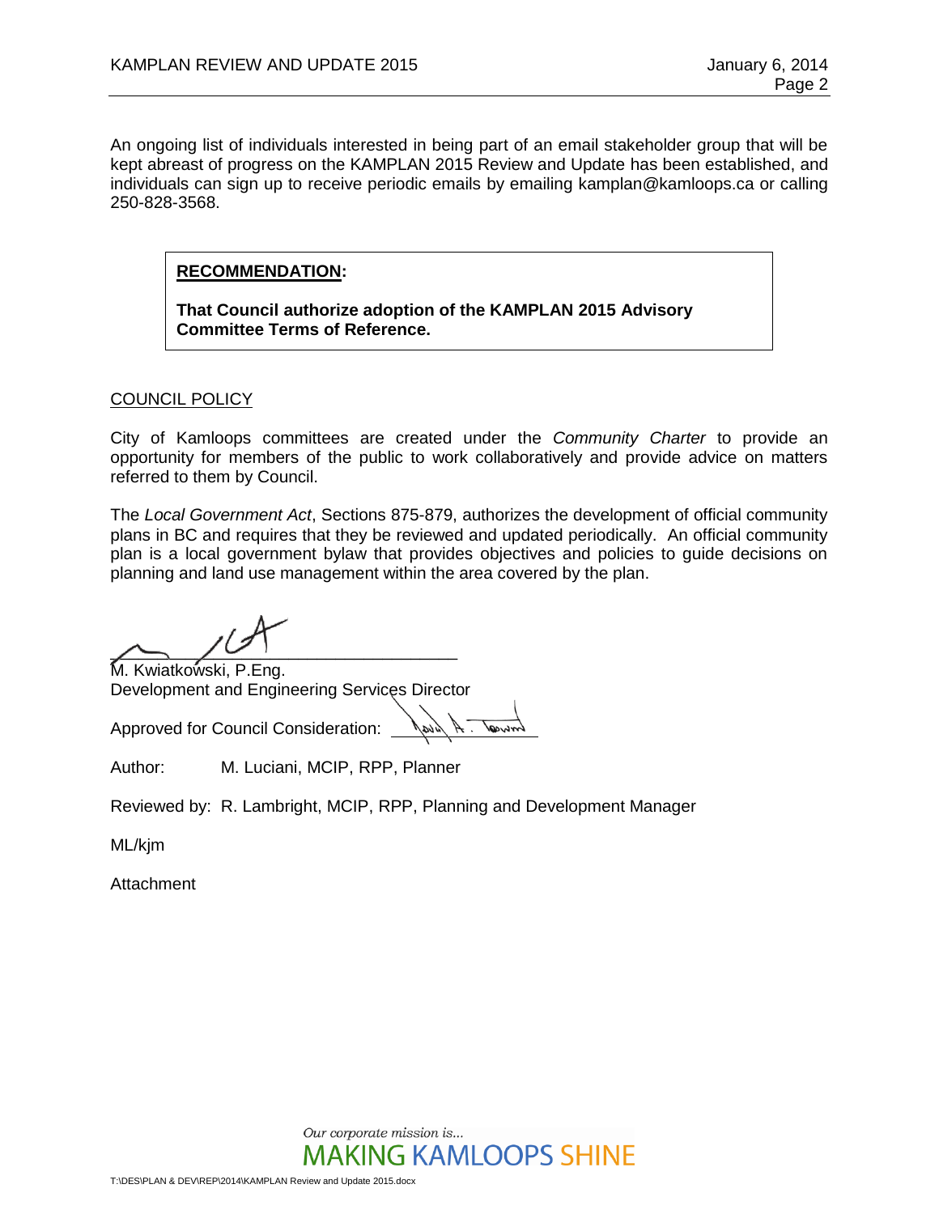An ongoing list of individuals interested in being part of an email stakeholder group that will be kept abreast of progress on the KAMPLAN 2015 Review and Update has been established, and individuals can sign up to receive periodic emails by emailing kamplan@kamloops.ca or calling 250-828-3568.

> **RECOMMENDATION:**
>
> **That Council authorize adoption of the KAMPLAN 2015 Advisory Committee Terms of Reference.**

COUNCIL POLICY

City of Kamloops committees are created under the *Community Charter* to provide an opportunity for members of the public to work collaboratively and provide advice on matters referred to them by Council.

The *Local Government Act*, Sections 875-879, authorizes the development of official community plans in BC and requires that they be reviewed and updated periodically. An official community plan is a local government bylaw that provides objectives and policies to guide decisions on planning and land use management within the area covered by the plan.

M. Kwiatkowski, P.Eng.
Development and Engineering Services Director

Approved for Council Consideration:

Author: M. Luciani, MCIP, RPP, Planner

Reviewed by: R. Lambright, MCIP, RPP, Planning and Development Manager

ML/kjm

Attachment

Our corporate mission is...
MAKING KAMLOOPS SHINE

T:\DES\PLAN & DEV\REP\2014\KAMPLAN Review and Update 2015.docx